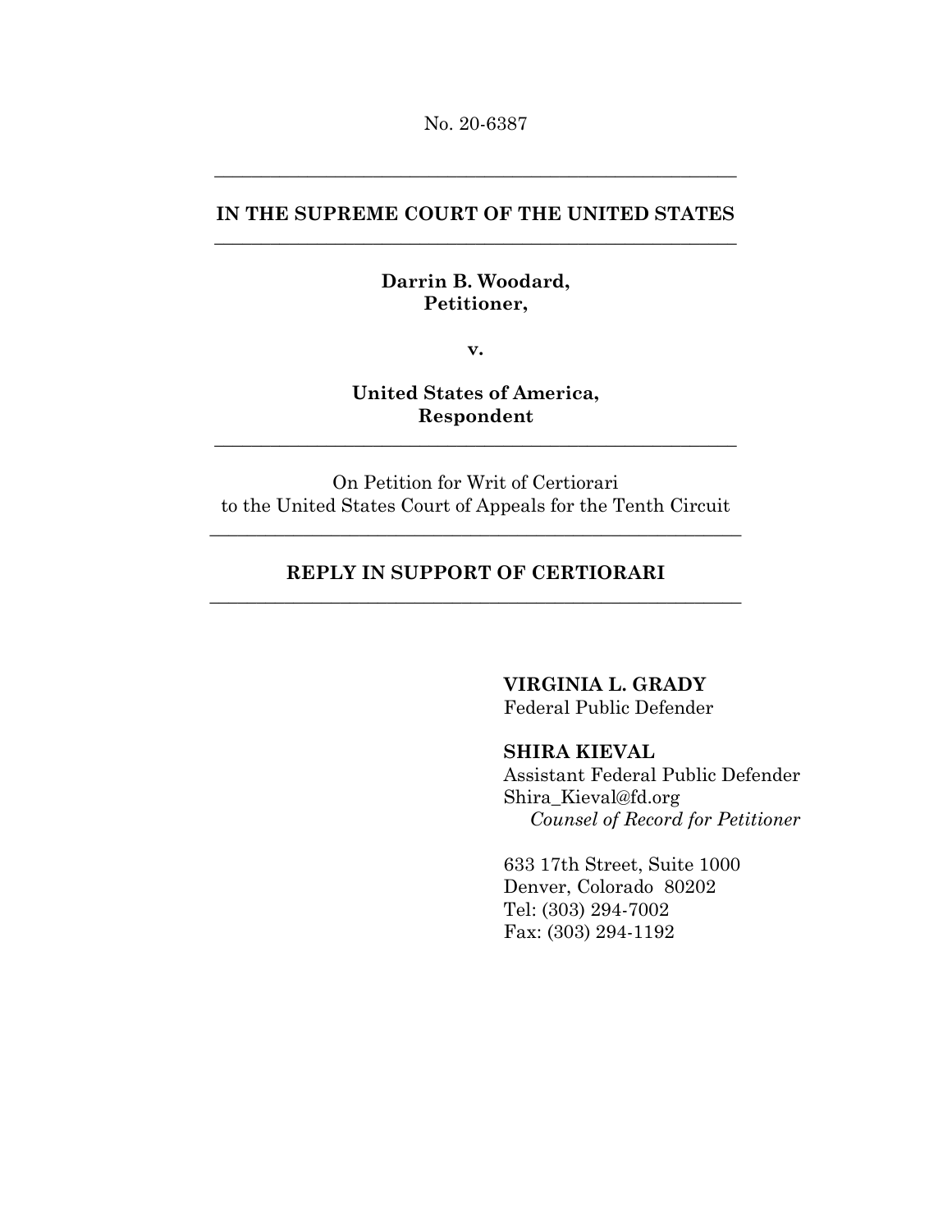No. 20-6387

---

**IN THE SUPREME COURT OF THE UNITED STATES**

---

**Darrin B. Woodard,**
**Petitioner,**

**v.**

**United States of America,**
**Respondent**

---

On Petition for Writ of Certiorari
to the United States Court of Appeals for the Tenth Circuit

---

**REPLY IN SUPPORT OF CERTIORARI**

---

**VIRGINIA L. GRADY**
Federal Public Defender

**SHIRA KIEVAL**
Assistant Federal Public Defender
Shira_Kieval@fd.org
*Counsel of Record for Petitioner*

633 17th Street, Suite 1000
Denver, Colorado 80202
Tel: (303) 294-7002
Fax: (303) 294-1192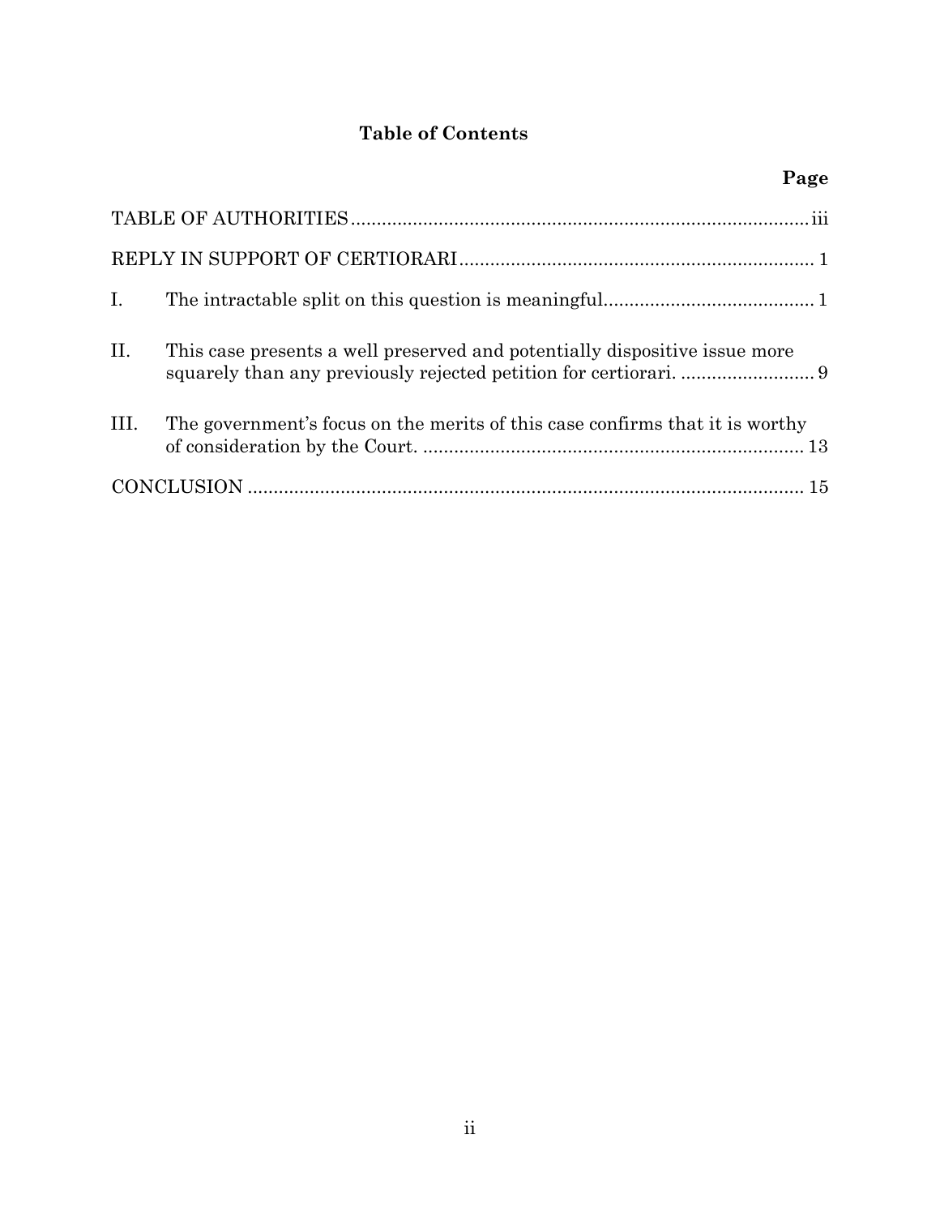## Table of Contents

| | | Page |
|---|---|---|
| TABLE OF AUTHORITIES | | iii |
| REPLY IN SUPPORT OF CERTIORARI | | 1 |
| I. | The intractable split on this question is meaningful. | 1 |
| II. | This case presents a well preserved and potentially dispositive issue more squarely than any previously rejected petition for certiorari. | 9 |
| III. | The government's focus on the merits of this case confirms that it is worthy of consideration by the Court. | 13 |
| CONCLUSION | | 15 |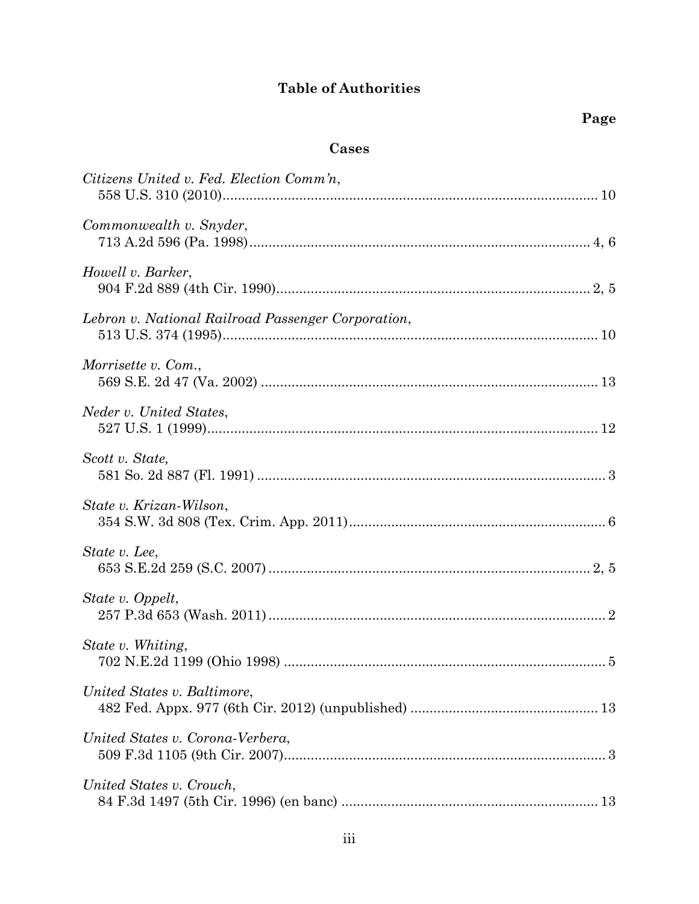# Table of Authorities

**Page**

## Cases

*Citizens United v. Fed. Election Comm'n*,
558 U.S. 310 (2010)........................................................................................ 10

*Commonwealth v. Snyder*,
713 A.2d 596 (Pa. 1998)........................................................................... 4, 6

*Howell v. Barker*,
904 F.2d 889 (4th Cir. 1990)..................................................................... 2, 5

*Lebron v. National Railroad Passenger Corporation*,
513 U.S. 374 (1995)........................................................................................ 10

*Morrisette v. Com.*,
569 S.E. 2d 47 (Va. 2002) .............................................................................. 13

*Neder v. United States*,
527 U.S. 1 (1999)............................................................................................ 12

*Scott v. State,*
581 So. 2d 887 (Fl. 1991) ................................................................................ 3

*State v. Krizan-Wilson*,
354 S.W. 3d 808 (Tex. Crim. App. 2011)........................................................ 6

*State v. Lee*,
653 S.E.2d 259 (S.C. 2007) ......................................................................... 2, 5

*State v. Oppelt*,
257 P.3d 653 (Wash. 2011) ............................................................................. 2

*State v. Whiting*,
702 N.E.2d 1199 (Ohio 1998) ......................................................................... 5

*United States v. Baltimore*,
482 Fed. Appx. 977 (6th Cir. 2012) (unpublished) ...................................... 13

*United States v. Corona-Verbera*,
509 F.3d 1105 (9th Cir. 2007).......................................................................... 3

*United States v. Crouch*,
84 F.3d 1497 (5th Cir. 1996) (en banc) ......................................................... 13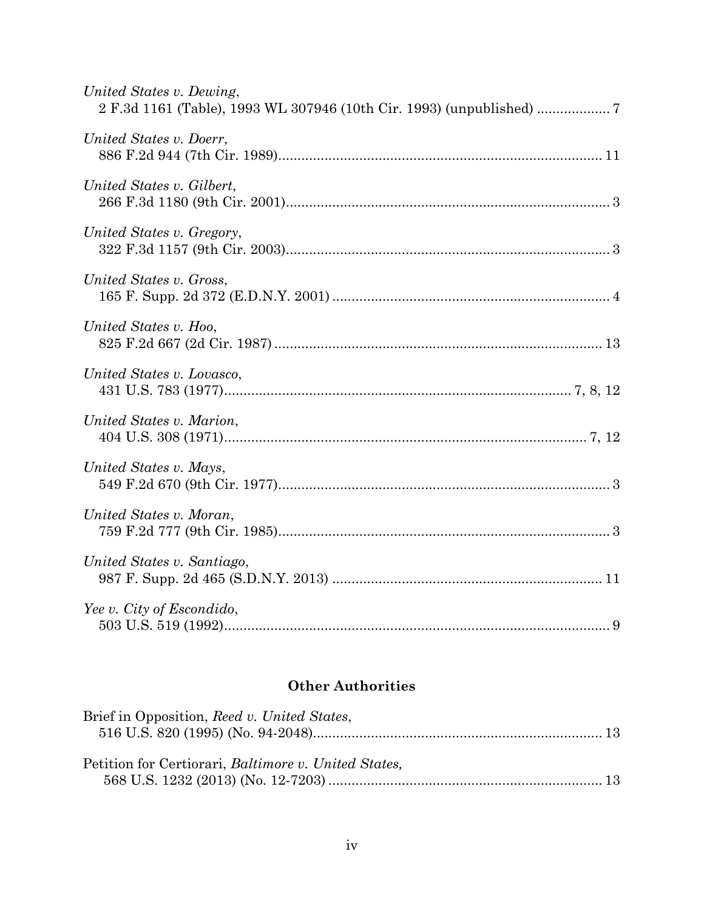*United States v. Dewing*,
2 F.3d 1161 (Table), 1993 WL 307946 (10th Cir. 1993) (unpublished) .................. 7

*United States v. Doerr*,
886 F.2d 944 (7th Cir. 1989)................................................................................... 11

*United States v. Gilbert*,
266 F.3d 1180 (9th Cir. 2001)................................................................................... 3

*United States v. Gregory*,
322 F.3d 1157 (9th Cir. 2003)................................................................................... 3

*United States v. Gross*,
165 F. Supp. 2d 372 (E.D.N.Y. 2001) ....................................................................... 4

*United States v. Hoo*,
825 F.2d 667 (2d Cir. 1987) .................................................................................... 13

*United States v. Lovasco*,
431 U.S. 783 (1977).......................................................................................... 7, 8, 12

*United States v. Marion*,
404 U.S. 308 (1971)............................................................................................. 7, 12

*United States v. Mays*,
549 F.2d 670 (9th Cir. 1977)..................................................................................... 3

*United States v. Moran*,
759 F.2d 777 (9th Cir. 1985)..................................................................................... 3

*United States v. Santiago*,
987 F. Supp. 2d 465 (S.D.N.Y. 2013) ..................................................................... 11

*Yee v. City of Escondido*,
503 U.S. 519 (1992).................................................................................................... 9

## Other Authorities

Brief in Opposition, *Reed v. United States*,
516 U.S. 820 (1995) (No. 94-2048).......................................................................... 13

Petition for Certiorari, *Baltimore v. United States,*
568 U.S. 1232 (2013) (No. 12-7203) ...................................................................... 13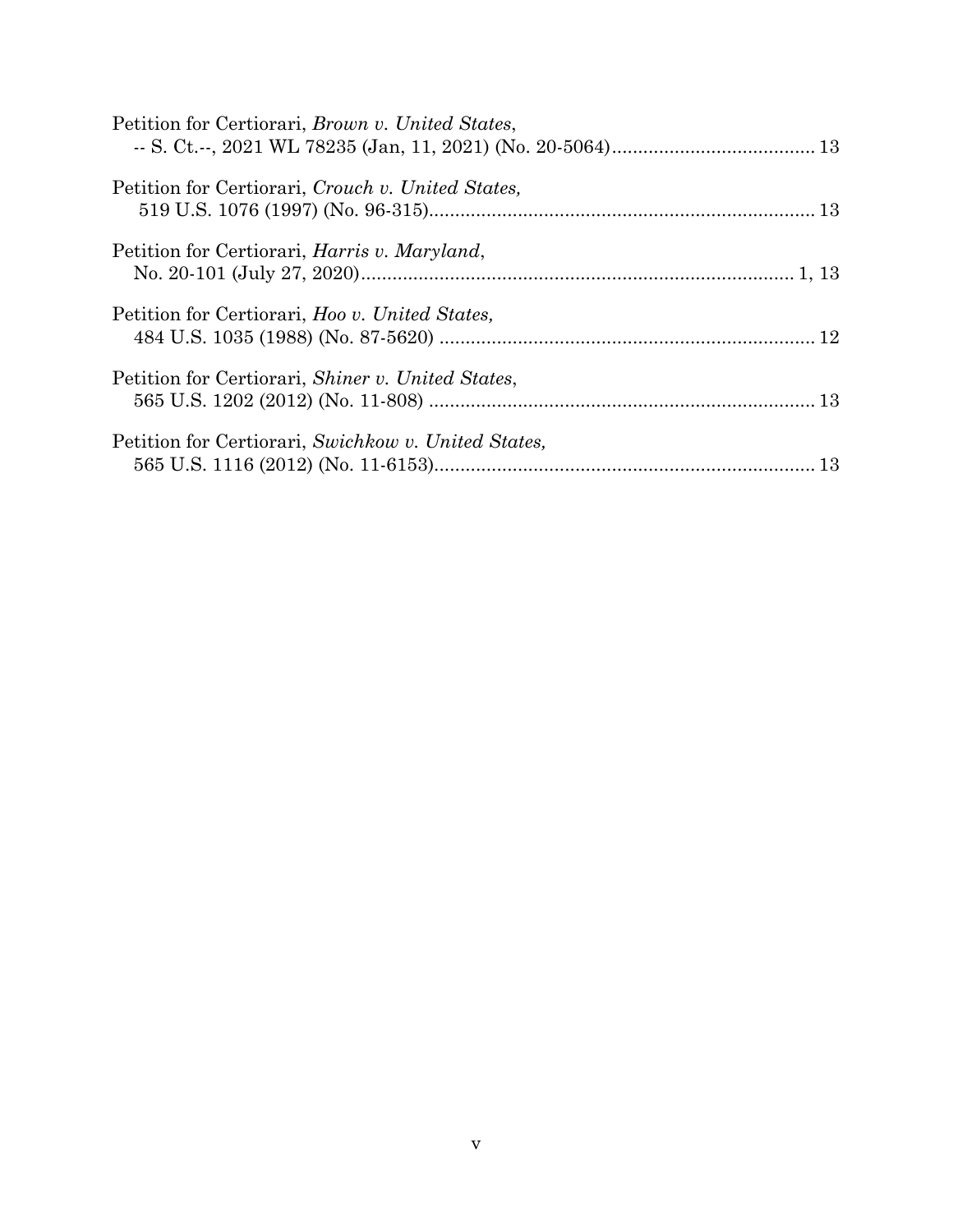Petition for Certiorari, *Brown v. United States*,
-- S. Ct.--, 2021 WL 78235 (Jan, 11, 2021) (No. 20-5064)....................................... 13

Petition for Certiorari, *Crouch v. United States,*
519 U.S. 1076 (1997) (No. 96-315)......................................................................... 13

Petition for Certiorari, *Harris v. Maryland*,
No. 20-101 (July 27, 2020)................................................................................... 1, 13

Petition for Certiorari, *Hoo v. United States,*
484 U.S. 1035 (1988) (No. 87-5620) ....................................................................... 12

Petition for Certiorari, *Shiner v. United States*,
565 U.S. 1202 (2012) (No. 11-808) ......................................................................... 13

Petition for Certiorari, *Swichkow v. United States,*
565 U.S. 1116 (2012) (No. 11-6153)........................................................................ 13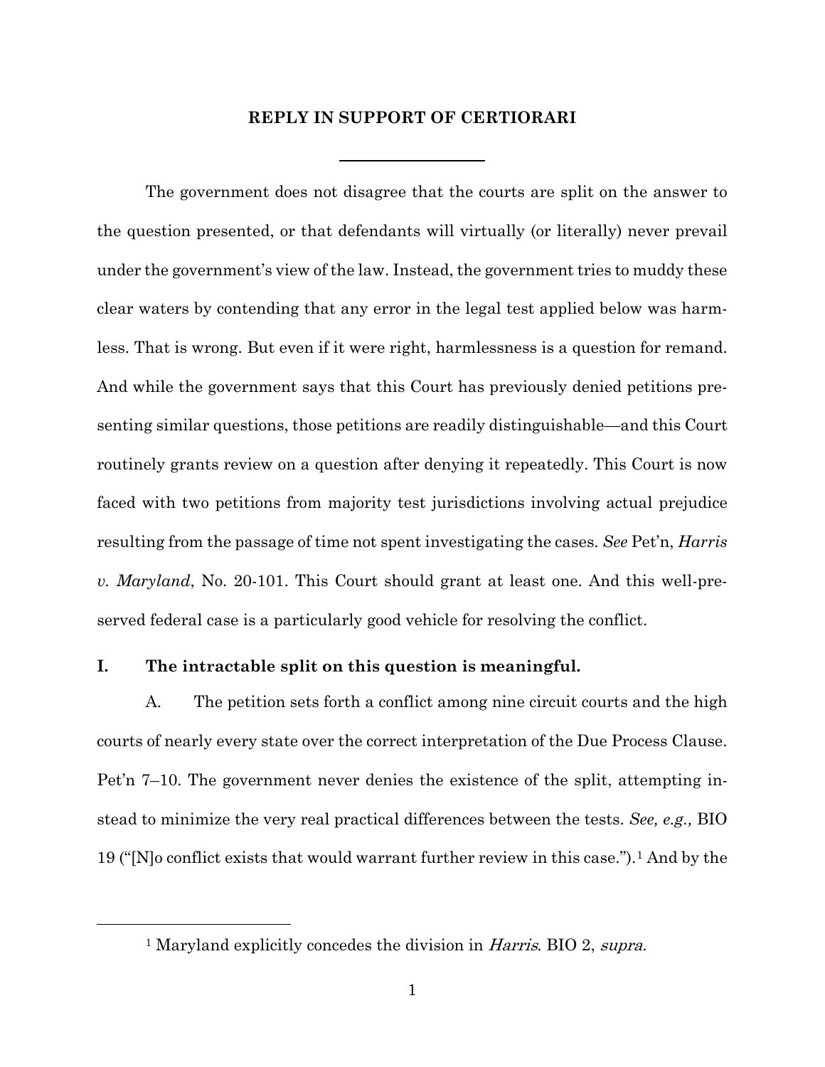## REPLY IN SUPPORT OF CERTIORARI

The government does not disagree that the courts are split on the answer to the question presented, or that defendants will virtually (or literally) never prevail under the government's view of the law. Instead, the government tries to muddy these clear waters by contending that any error in the legal test applied below was harmless. That is wrong. But even if it were right, harmlessness is a question for remand. And while the government says that this Court has previously denied petitions presenting similar questions, those petitions are readily distinguishable—and this Court routinely grants review on a question after denying it repeatedly. This Court is now faced with two petitions from majority test jurisdictions involving actual prejudice resulting from the passage of time not spent investigating the cases. *See* Pet'n, *Harris v. Maryland*, No. 20-101. This Court should grant at least one. And this well-preserved federal case is a particularly good vehicle for resolving the conflict.

### I. The intractable split on this question is meaningful.

A. The petition sets forth a conflict among nine circuit courts and the high courts of nearly every state over the correct interpretation of the Due Process Clause. Pet'n 7–10. The government never denies the existence of the split, attempting instead to minimize the very real practical differences between the tests. *See, e.g.,* BIO 19 ("[N]o conflict exists that would warrant further review in this case.").[1] And by the

[1] Maryland explicitly concedes the division in *Harris*. BIO 2, *supra*.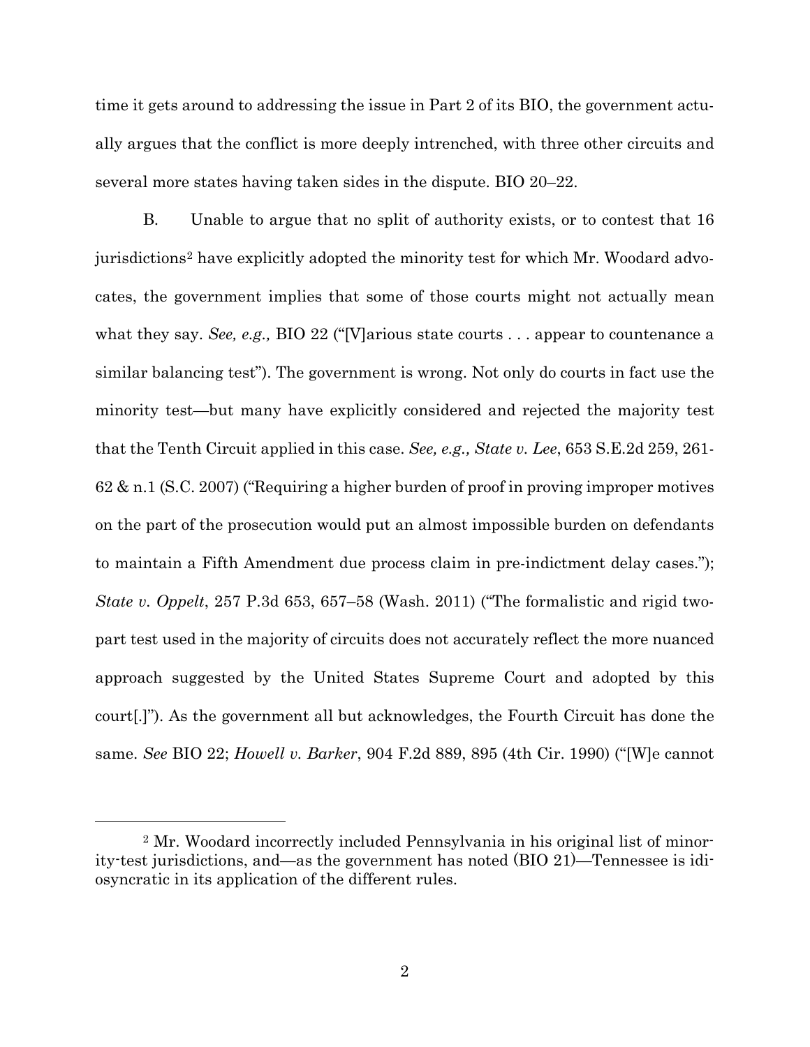time it gets around to addressing the issue in Part 2 of its BIO, the government actually argues that the conflict is more deeply intrenched, with three other circuits and several more states having taken sides in the dispute. BIO 20–22.

B. Unable to argue that no split of authority exists, or to contest that 16 jurisdictions[2] have explicitly adopted the minority test for which Mr. Woodard advocates, the government implies that some of those courts might not actually mean what they say. *See, e.g.,* BIO 22 ("[V]arious state courts . . . appear to countenance a similar balancing test"). The government is wrong. Not only do courts in fact use the minority test—but many have explicitly considered and rejected the majority test that the Tenth Circuit applied in this case. *See, e.g., State v. Lee*, 653 S.E.2d 259, 261-62 & n.1 (S.C. 2007) ("Requiring a higher burden of proof in proving improper motives on the part of the prosecution would put an almost impossible burden on defendants to maintain a Fifth Amendment due process claim in pre-indictment delay cases."); *State v. Oppelt*, 257 P.3d 653, 657–58 (Wash. 2011) ("The formalistic and rigid two-part test used in the majority of circuits does not accurately reflect the more nuanced approach suggested by the United States Supreme Court and adopted by this court[.]"). As the government all but acknowledges, the Fourth Circuit has done the same. *See* BIO 22; *Howell v. Barker*, 904 F.2d 889, 895 (4th Cir. 1990) ("[W]e cannot

[2] Mr. Woodard incorrectly included Pennsylvania in his original list of minority-test jurisdictions, and—as the government has noted (BIO 21)—Tennessee is idiosyncratic in its application of the different rules.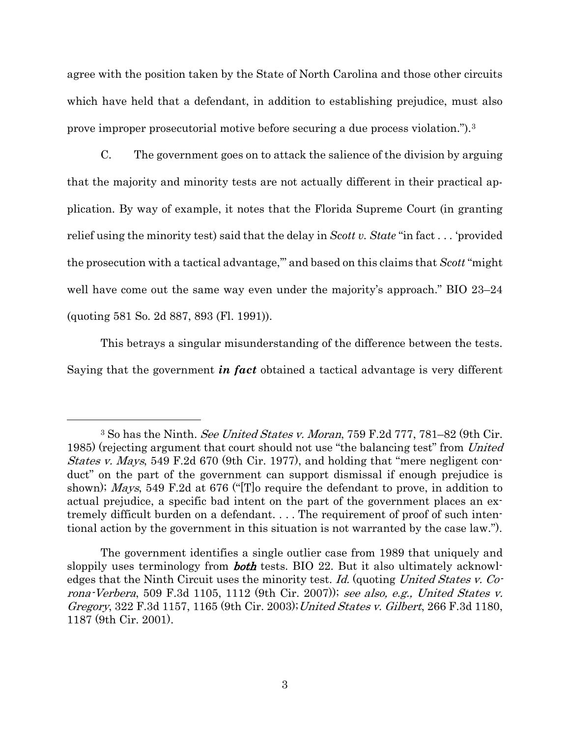agree with the position taken by the State of North Carolina and those other circuits which have held that a defendant, in addition to establishing prejudice, must also prove improper prosecutorial motive before securing a due process violation.").[3]

C. The government goes on to attack the salience of the division by arguing that the majority and minority tests are not actually different in their practical application. By way of example, it notes that the Florida Supreme Court (in granting relief using the minority test) said that the delay in *Scott v. State* "in fact . . . 'provided the prosecution with a tactical advantage,'" and based on this claims that *Scott* "might well have come out the same way even under the majority's approach." BIO 23–24 (quoting 581 So. 2d 887, 893 (Fl. 1991)).

This betrays a singular misunderstanding of the difference between the tests. Saying that the government ***in fact*** obtained a tactical advantage is very different

---

[3] So has the Ninth. *See United States v. Moran*, 759 F.2d 777, 781–82 (9th Cir. 1985) (rejecting argument that court should not use "the balancing test" from *United States v. Mays*, 549 F.2d 670 (9th Cir. 1977), and holding that "mere negligent conduct" on the part of the government can support dismissal if enough prejudice is shown); *Mays*, 549 F.2d at 676 ("[T]o require the defendant to prove, in addition to actual prejudice, a specific bad intent on the part of the government places an extremely difficult burden on a defendant. . . . The requirement of proof of such intentional action by the government in this situation is not warranted by the case law.").

The government identifies a single outlier case from 1989 that uniquely and sloppily uses terminology from ***both*** tests. BIO 22. But it also ultimately acknowledges that the Ninth Circuit uses the minority test. *Id.* (quoting *United States v. Corona-Verbera*, 509 F.3d 1105, 1112 (9th Cir. 2007)); *see also, e.g., United States v. Gregory*, 322 F.3d 1157, 1165 (9th Cir. 2003); *United States v. Gilbert*, 266 F.3d 1180, 1187 (9th Cir. 2001).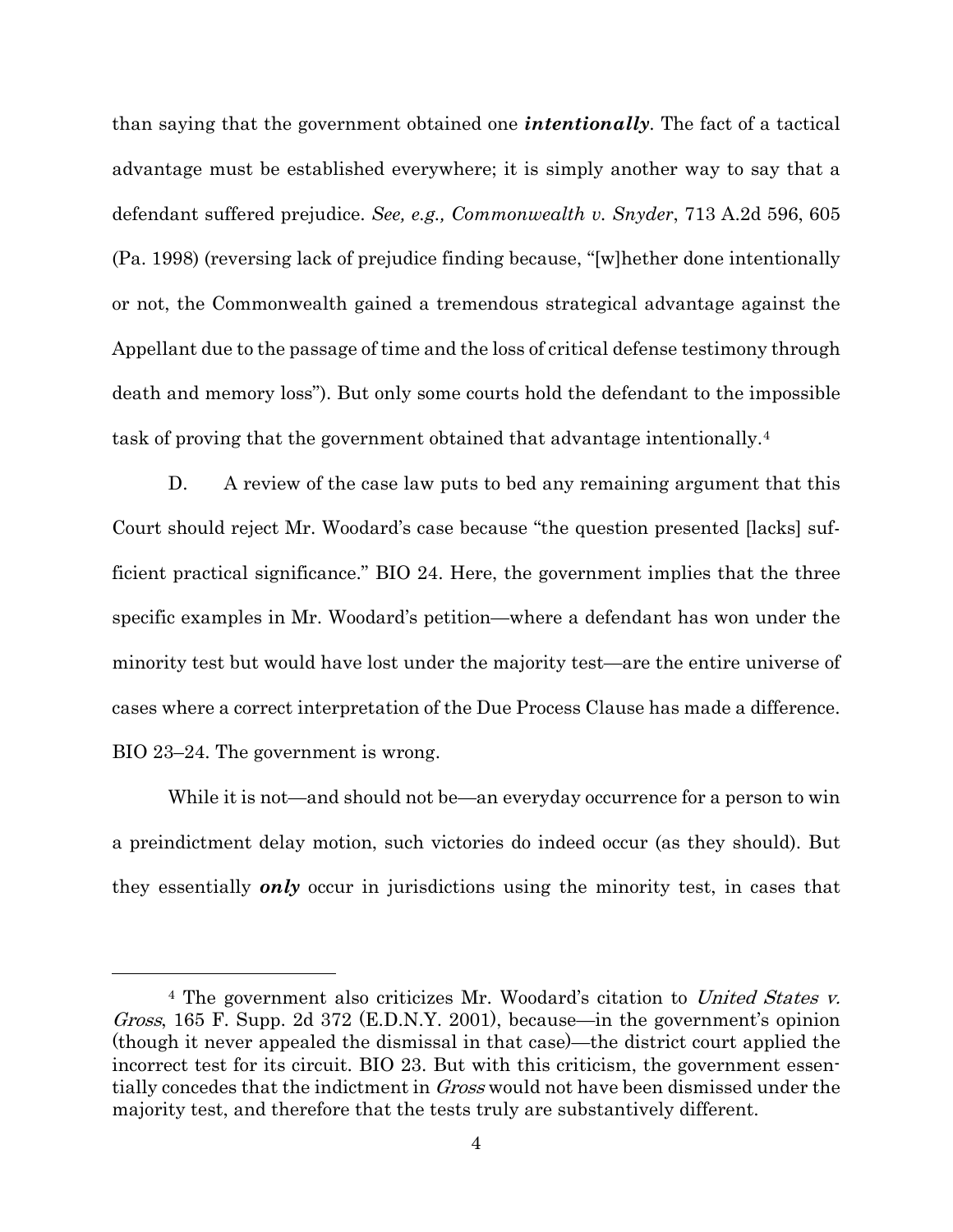than saying that the government obtained one ***intentionally***. The fact of a tactical advantage must be established everywhere; it is simply another way to say that a defendant suffered prejudice. *See, e.g., Commonwealth v. Snyder*, 713 A.2d 596, 605 (Pa. 1998) (reversing lack of prejudice finding because, "[w]hether done intentionally or not, the Commonwealth gained a tremendous strategical advantage against the Appellant due to the passage of time and the loss of critical defense testimony through death and memory loss"). But only some courts hold the defendant to the impossible task of proving that the government obtained that advantage intentionally.[4]

D. A review of the case law puts to bed any remaining argument that this Court should reject Mr. Woodard's case because "the question presented [lacks] sufficient practical significance." BIO 24. Here, the government implies that the three specific examples in Mr. Woodard's petition—where a defendant has won under the minority test but would have lost under the majority test—are the entire universe of cases where a correct interpretation of the Due Process Clause has made a difference. BIO 23–24. The government is wrong.

While it is not—and should not be—an everyday occurrence for a person to win a preindictment delay motion, such victories do indeed occur (as they should). But they essentially ***only*** occur in jurisdictions using the minority test, in cases that

---

[4] The government also criticizes Mr. Woodard's citation to *United States v. Gross*, 165 F. Supp. 2d 372 (E.D.N.Y. 2001), because—in the government's opinion (though it never appealed the dismissal in that case)—the district court applied the incorrect test for its circuit. BIO 23. But with this criticism, the government essentially concedes that the indictment in *Gross* would not have been dismissed under the majority test, and therefore that the tests truly are substantively different.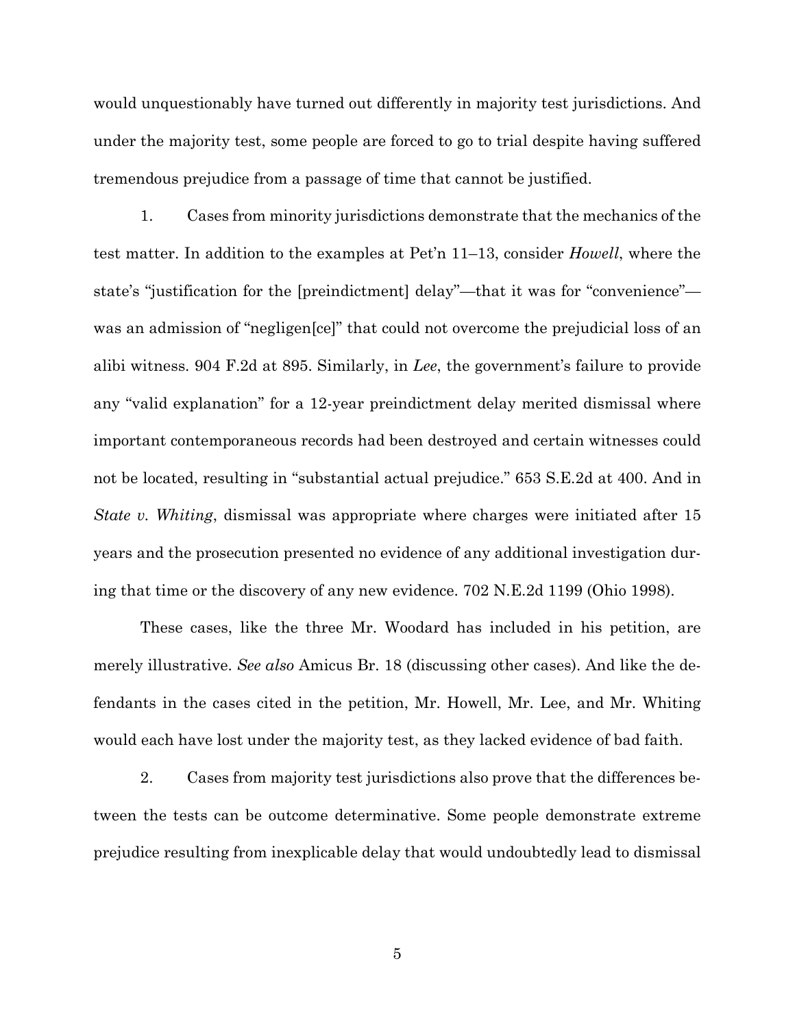would unquestionably have turned out differently in majority test jurisdictions. And under the majority test, some people are forced to go to trial despite having suffered tremendous prejudice from a passage of time that cannot be justified.

1. Cases from minority jurisdictions demonstrate that the mechanics of the test matter. In addition to the examples at Pet'n 11–13, consider *Howell*, where the state's "justification for the [preindictment] delay"—that it was for "convenience"—was an admission of "negligen[ce]" that could not overcome the prejudicial loss of an alibi witness. 904 F.2d at 895. Similarly, in *Lee*, the government's failure to provide any "valid explanation" for a 12-year preindictment delay merited dismissal where important contemporaneous records had been destroyed and certain witnesses could not be located, resulting in "substantial actual prejudice." 653 S.E.2d at 400. And in *State v. Whiting*, dismissal was appropriate where charges were initiated after 15 years and the prosecution presented no evidence of any additional investigation during that time or the discovery of any new evidence. 702 N.E.2d 1199 (Ohio 1998).

These cases, like the three Mr. Woodard has included in his petition, are merely illustrative. *See also* Amicus Br. 18 (discussing other cases). And like the defendants in the cases cited in the petition, Mr. Howell, Mr. Lee, and Mr. Whiting would each have lost under the majority test, as they lacked evidence of bad faith.

2. Cases from majority test jurisdictions also prove that the differences between the tests can be outcome determinative. Some people demonstrate extreme prejudice resulting from inexplicable delay that would undoubtedly lead to dismissal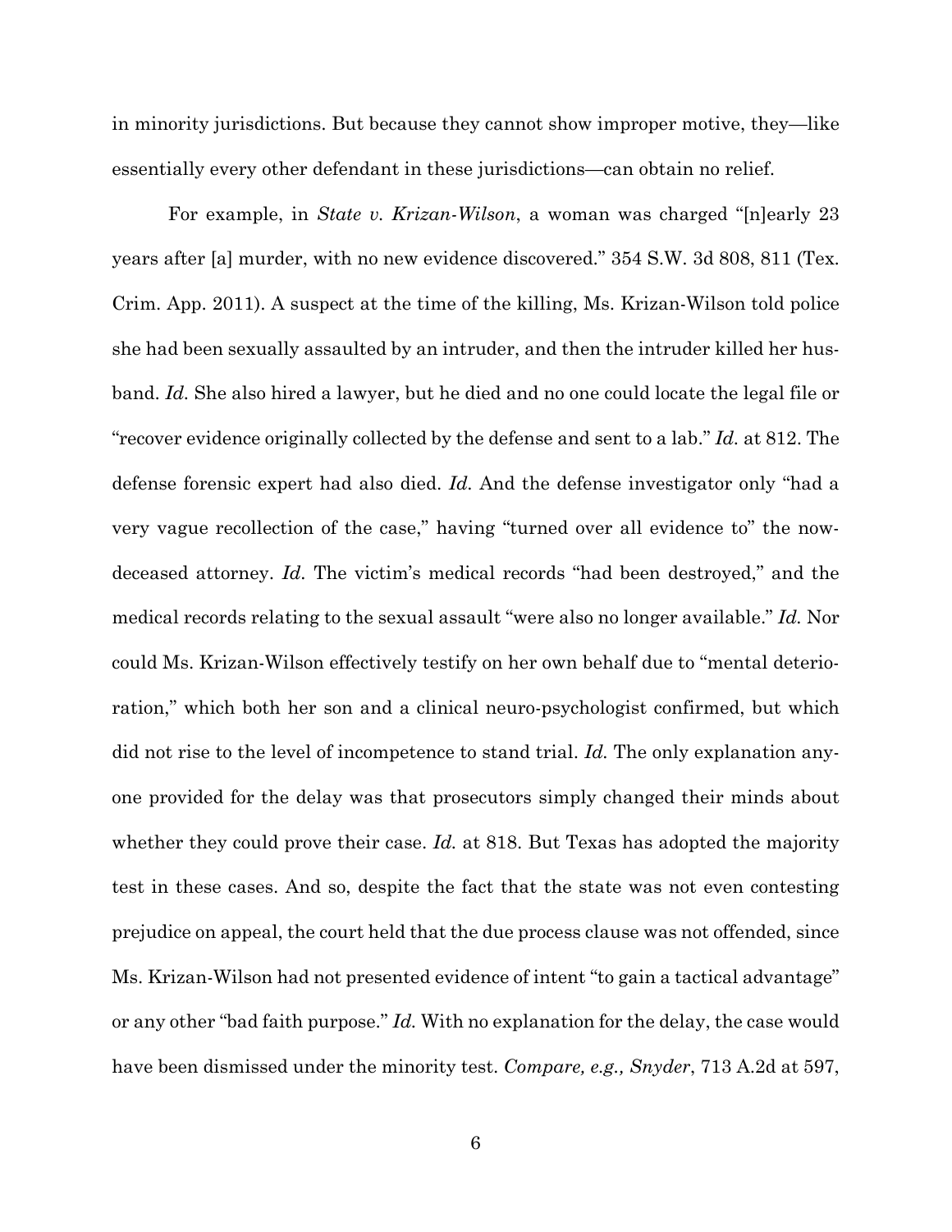in minority jurisdictions. But because they cannot show improper motive, they—like essentially every other defendant in these jurisdictions—can obtain no relief.

For example, in *State v. Krizan-Wilson*, a woman was charged "[n]early 23 years after [a] murder, with no new evidence discovered." 354 S.W. 3d 808, 811 (Tex. Crim. App. 2011). A suspect at the time of the killing, Ms. Krizan-Wilson told police she had been sexually assaulted by an intruder, and then the intruder killed her husband. *Id.* She also hired a lawyer, but he died and no one could locate the legal file or "recover evidence originally collected by the defense and sent to a lab." *Id.* at 812. The defense forensic expert had also died. *Id.* And the defense investigator only "had a very vague recollection of the case," having "turned over all evidence to" the now-deceased attorney. *Id*. The victim's medical records "had been destroyed," and the medical records relating to the sexual assault "were also no longer available." *Id.* Nor could Ms. Krizan-Wilson effectively testify on her own behalf due to "mental deterioration," which both her son and a clinical neuro-psychologist confirmed, but which did not rise to the level of incompetence to stand trial. *Id.* The only explanation anyone provided for the delay was that prosecutors simply changed their minds about whether they could prove their case. *Id.* at 818. But Texas has adopted the majority test in these cases. And so, despite the fact that the state was not even contesting prejudice on appeal, the court held that the due process clause was not offended, since Ms. Krizan-Wilson had not presented evidence of intent "to gain a tactical advantage" or any other "bad faith purpose." *Id.* With no explanation for the delay, the case would have been dismissed under the minority test. *Compare, e.g., Snyder*, 713 A.2d at 597,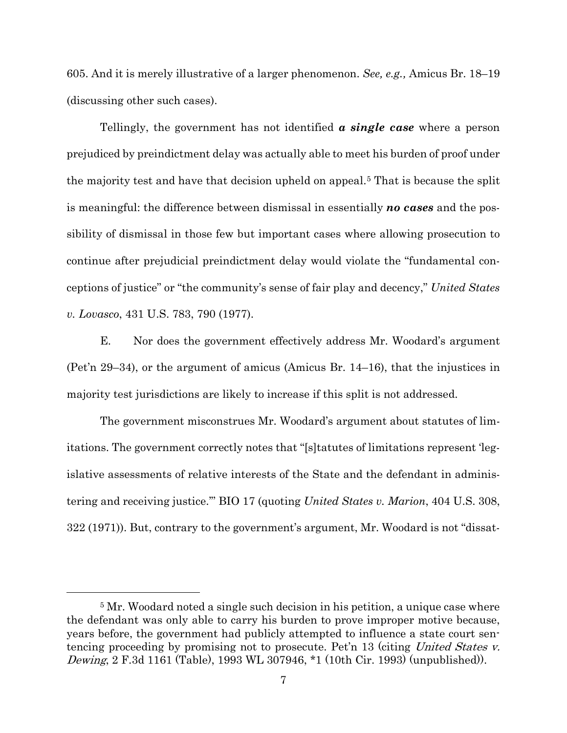605. And it is merely illustrative of a larger phenomenon. *See, e.g.,* Amicus Br. 18–19 (discussing other such cases).

Tellingly, the government has not identified ***a single case*** where a person prejudiced by preindictment delay was actually able to meet his burden of proof under the majority test and have that decision upheld on appeal.[5] That is because the split is meaningful: the difference between dismissal in essentially ***no cases*** and the possibility of dismissal in those few but important cases where allowing prosecution to continue after prejudicial preindictment delay would violate the "fundamental conceptions of justice" or "the community's sense of fair play and decency," *United States v. Lovasco*, 431 U.S. 783, 790 (1977).

E. Nor does the government effectively address Mr. Woodard's argument (Pet'n 29–34), or the argument of amicus (Amicus Br. 14–16), that the injustices in majority test jurisdictions are likely to increase if this split is not addressed.

The government misconstrues Mr. Woodard's argument about statutes of limitations. The government correctly notes that "[s]tatutes of limitations represent 'legislative assessments of relative interests of the State and the defendant in administering and receiving justice.'" BIO 17 (quoting *United States v. Marion*, 404 U.S. 308, 322 (1971)). But, contrary to the government's argument, Mr. Woodard is not "dissat-

---

[5] Mr. Woodard noted a single such decision in his petition, a unique case where the defendant was only able to carry his burden to prove improper motive because, years before, the government had publicly attempted to influence a state court sentencing proceeding by promising not to prosecute. Pet'n 13 (citing *United States v. Dewing*, 2 F.3d 1161 (Table), 1993 WL 307946, *1 (10th Cir. 1993) (unpublished)).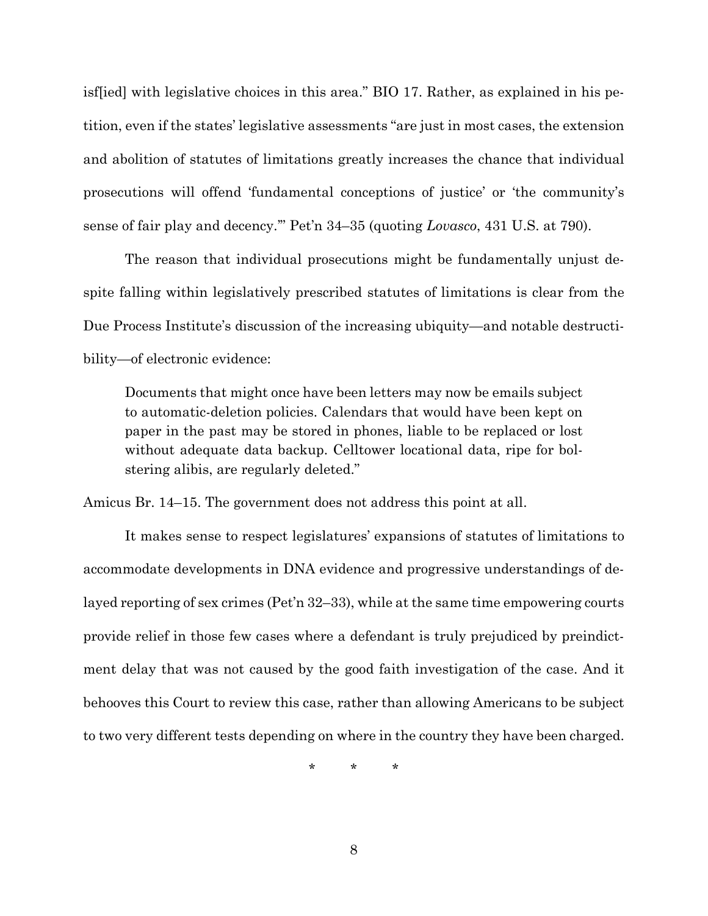isf[ied] with legislative choices in this area." BIO 17. Rather, as explained in his petition, even if the states' legislative assessments "are just in most cases, the extension and abolition of statutes of limitations greatly increases the chance that individual prosecutions will offend 'fundamental conceptions of justice' or 'the community's sense of fair play and decency.'" Pet'n 34–35 (quoting *Lovasco*, 431 U.S. at 790).

The reason that individual prosecutions might be fundamentally unjust despite falling within legislatively prescribed statutes of limitations is clear from the Due Process Institute's discussion of the increasing ubiquity—and notable destructibility—of electronic evidence:

> Documents that might once have been letters may now be emails subject to automatic-deletion policies. Calendars that would have been kept on paper in the past may be stored in phones, liable to be replaced or lost without adequate data backup. Celltower locational data, ripe for bolstering alibis, are regularly deleted."

Amicus Br. 14–15. The government does not address this point at all.

It makes sense to respect legislatures' expansions of statutes of limitations to accommodate developments in DNA evidence and progressive understandings of delayed reporting of sex crimes (Pet'n 32–33), while at the same time empowering courts provide relief in those few cases where a defendant is truly prejudiced by preindictment delay that was not caused by the good faith investigation of the case. And it behooves this Court to review this case, rather than allowing Americans to be subject to two very different tests depending on where in the country they have been charged.

\* \* \*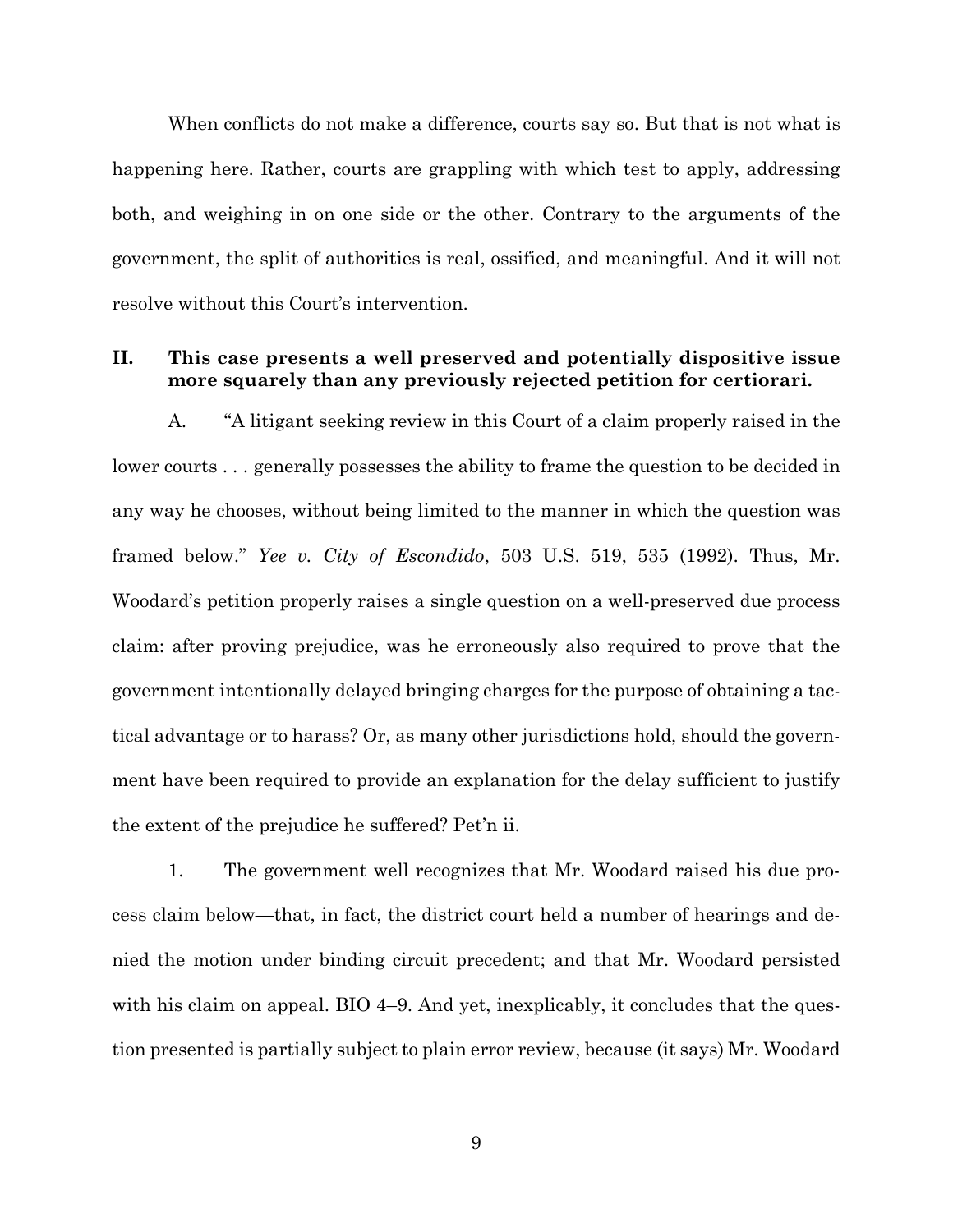When conflicts do not make a difference, courts say so. But that is not what is happening here. Rather, courts are grappling with which test to apply, addressing both, and weighing in on one side or the other. Contrary to the arguments of the government, the split of authorities is real, ossified, and meaningful. And it will not resolve without this Court's intervention.

## II. This case presents a well preserved and potentially dispositive issue more squarely than any previously rejected petition for certiorari.

A. "A litigant seeking review in this Court of a claim properly raised in the lower courts . . . generally possesses the ability to frame the question to be decided in any way he chooses, without being limited to the manner in which the question was framed below." *Yee v. City of Escondido*, 503 U.S. 519, 535 (1992). Thus, Mr. Woodard's petition properly raises a single question on a well-preserved due process claim: after proving prejudice, was he erroneously also required to prove that the government intentionally delayed bringing charges for the purpose of obtaining a tactical advantage or to harass? Or, as many other jurisdictions hold, should the government have been required to provide an explanation for the delay sufficient to justify the extent of the prejudice he suffered? Pet'n ii.

1. The government well recognizes that Mr. Woodard raised his due process claim below—that, in fact, the district court held a number of hearings and denied the motion under binding circuit precedent; and that Mr. Woodard persisted with his claim on appeal. BIO 4–9. And yet, inexplicably, it concludes that the question presented is partially subject to plain error review, because (it says) Mr. Woodard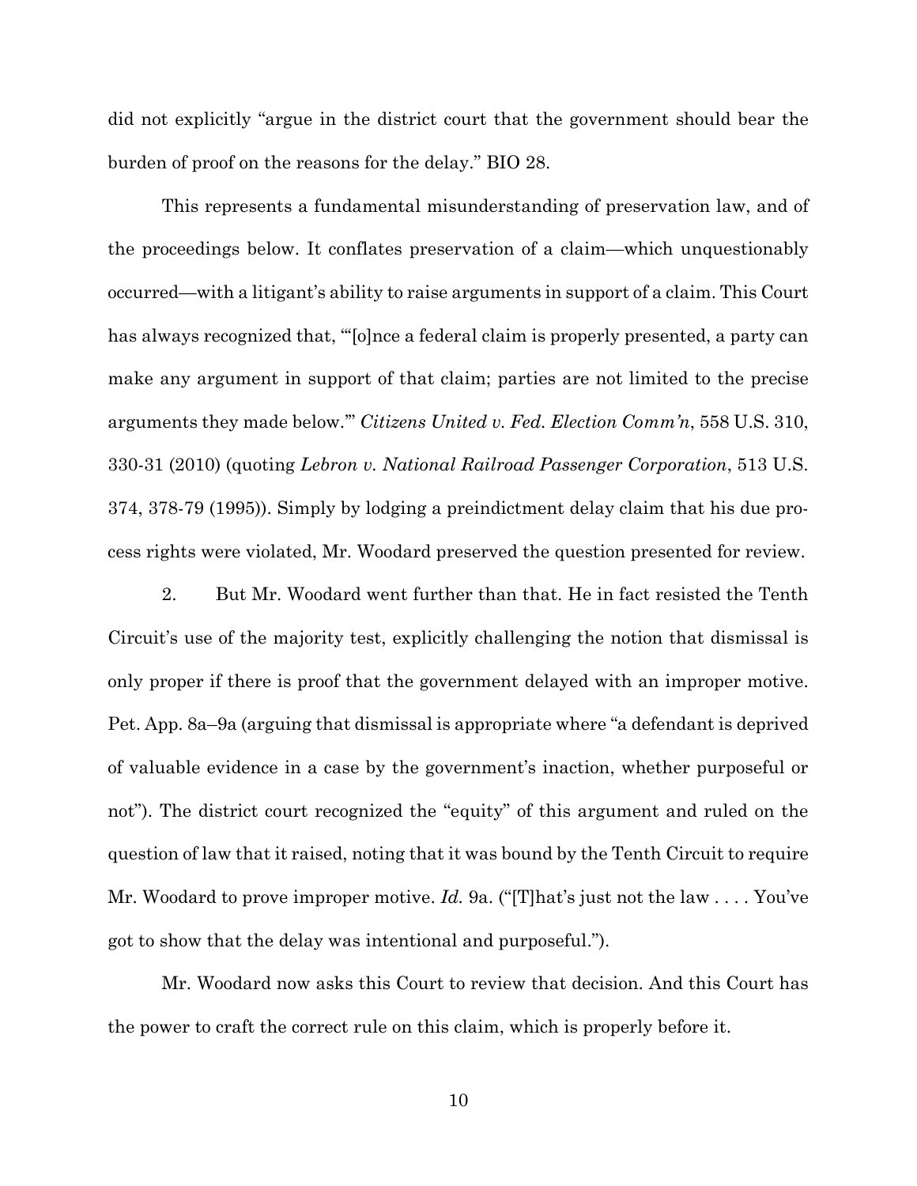did not explicitly "argue in the district court that the government should bear the burden of proof on the reasons for the delay." BIO 28.

This represents a fundamental misunderstanding of preservation law, and of the proceedings below. It conflates preservation of a claim—which unquestionably occurred—with a litigant's ability to raise arguments in support of a claim. This Court has always recognized that, "'[o]nce a federal claim is properly presented, a party can make any argument in support of that claim; parties are not limited to the precise arguments they made below.'" *Citizens United v. Fed. Election Comm'n*, 558 U.S. 310, 330-31 (2010) (quoting *Lebron v. National Railroad Passenger Corporation*, 513 U.S. 374, 378-79 (1995)). Simply by lodging a preindictment delay claim that his due process rights were violated, Mr. Woodard preserved the question presented for review.

2. But Mr. Woodard went further than that. He in fact resisted the Tenth Circuit's use of the majority test, explicitly challenging the notion that dismissal is only proper if there is proof that the government delayed with an improper motive. Pet. App. 8a–9a (arguing that dismissal is appropriate where "a defendant is deprived of valuable evidence in a case by the government's inaction, whether purposeful or not"). The district court recognized the "equity" of this argument and ruled on the question of law that it raised, noting that it was bound by the Tenth Circuit to require Mr. Woodard to prove improper motive. *Id.* 9a. ("[T]hat's just not the law . . . . You've got to show that the delay was intentional and purposeful.").

Mr. Woodard now asks this Court to review that decision. And this Court has the power to craft the correct rule on this claim, which is properly before it.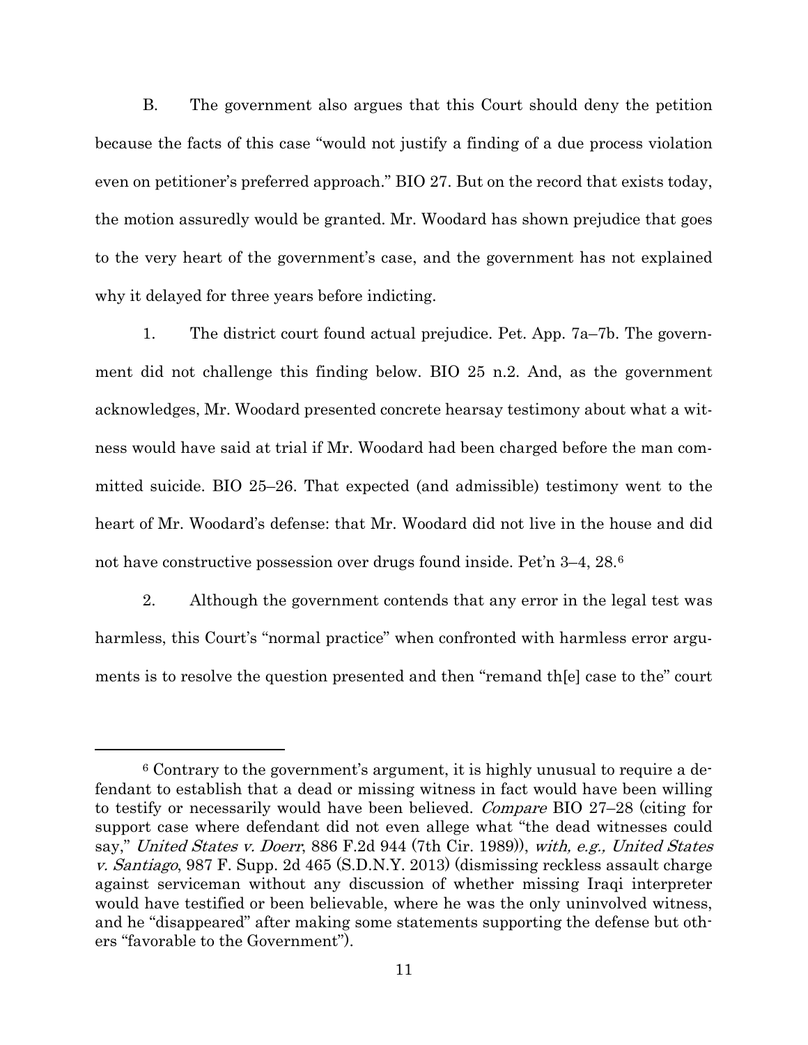B. The government also argues that this Court should deny the petition because the facts of this case "would not justify a finding of a due process violation even on petitioner's preferred approach." BIO 27. But on the record that exists today, the motion assuredly would be granted. Mr. Woodard has shown prejudice that goes to the very heart of the government's case, and the government has not explained why it delayed for three years before indicting.

1. The district court found actual prejudice. Pet. App. 7a–7b. The government did not challenge this finding below. BIO 25 n.2. And, as the government acknowledges, Mr. Woodard presented concrete hearsay testimony about what a witness would have said at trial if Mr. Woodard had been charged before the man committed suicide. BIO 25–26. That expected (and admissible) testimony went to the heart of Mr. Woodard's defense: that Mr. Woodard did not live in the house and did not have constructive possession over drugs found inside. Pet'n 3–4, 28.[6]

2. Although the government contends that any error in the legal test was harmless, this Court's "normal practice" when confronted with harmless error arguments is to resolve the question presented and then "remand th[e] case to the" court

---

[6] Contrary to the government's argument, it is highly unusual to require a defendant to establish that a dead or missing witness in fact would have been willing to testify or necessarily would have been believed. *Compare* BIO 27–28 (citing for support case where defendant did not even allege what "the dead witnesses could say," *United States v. Doerr*, 886 F.2d 944 (7th Cir. 1989)), *with, e.g., United States v. Santiago*, 987 F. Supp. 2d 465 (S.D.N.Y. 2013) (dismissing reckless assault charge against serviceman without any discussion of whether missing Iraqi interpreter would have testified or been believable, where he was the only uninvolved witness, and he "disappeared" after making some statements supporting the defense but others "favorable to the Government").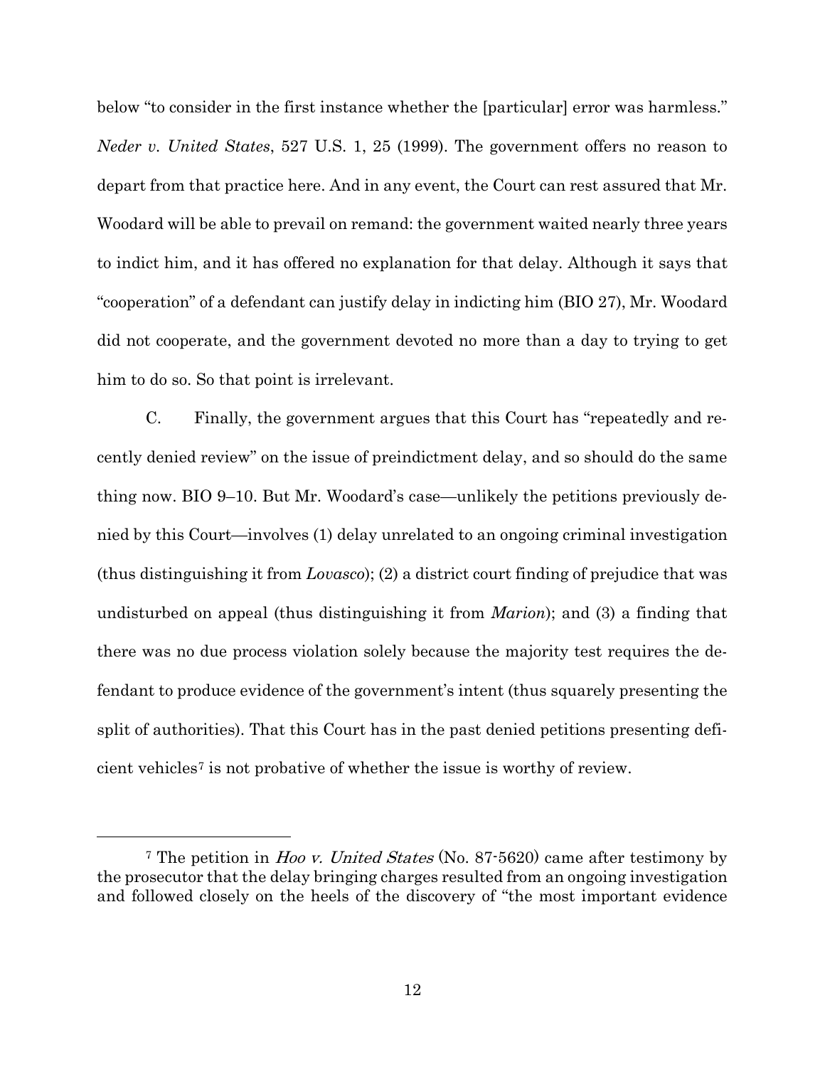below "to consider in the first instance whether the [particular] error was harmless." *Neder v. United States*, 527 U.S. 1, 25 (1999). The government offers no reason to depart from that practice here. And in any event, the Court can rest assured that Mr. Woodard will be able to prevail on remand: the government waited nearly three years to indict him, and it has offered no explanation for that delay. Although it says that "cooperation" of a defendant can justify delay in indicting him (BIO 27), Mr. Woodard did not cooperate, and the government devoted no more than a day to trying to get him to do so. So that point is irrelevant.

C. Finally, the government argues that this Court has "repeatedly and recently denied review" on the issue of preindictment delay, and so should do the same thing now. BIO 9–10. But Mr. Woodard's case—unlikely the petitions previously denied by this Court—involves (1) delay unrelated to an ongoing criminal investigation (thus distinguishing it from *Lovasco*); (2) a district court finding of prejudice that was undisturbed on appeal (thus distinguishing it from *Marion*); and (3) a finding that there was no due process violation solely because the majority test requires the defendant to produce evidence of the government's intent (thus squarely presenting the split of authorities). That this Court has in the past denied petitions presenting deficient vehicles[7] is not probative of whether the issue is worthy of review.

---

[7] The petition in *Hoo v. United States* (No. 87-5620) came after testimony by the prosecutor that the delay bringing charges resulted from an ongoing investigation and followed closely on the heels of the discovery of "the most important evidence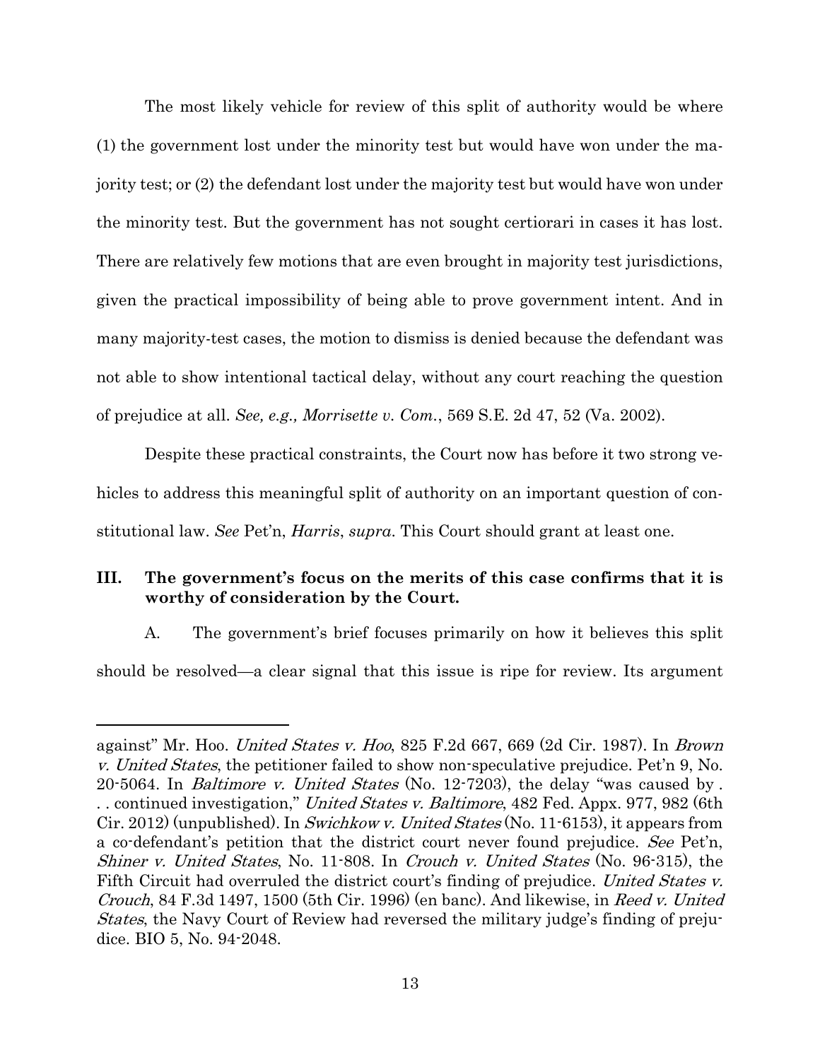The most likely vehicle for review of this split of authority would be where (1) the government lost under the minority test but would have won under the majority test; or (2) the defendant lost under the majority test but would have won under the minority test. But the government has not sought certiorari in cases it has lost. There are relatively few motions that are even brought in majority test jurisdictions, given the practical impossibility of being able to prove government intent. And in many majority-test cases, the motion to dismiss is denied because the defendant was not able to show intentional tactical delay, without any court reaching the question of prejudice at all. *See, e.g., Morrisette v. Com.*, 569 S.E. 2d 47, 52 (Va. 2002).

Despite these practical constraints, the Court now has before it two strong vehicles to address this meaningful split of authority on an important question of constitutional law. *See* Pet'n, *Harris*, *supra*. This Court should grant at least one.

## III. The government's focus on the merits of this case confirms that it is worthy of consideration by the Court.

A. The government's brief focuses primarily on how it believes this split should be resolved—a clear signal that this issue is ripe for review. Its argument

---

against" Mr. Hoo. *United States v. Hoo*, 825 F.2d 667, 669 (2d Cir. 1987). In *Brown v. United States*, the petitioner failed to show non-speculative prejudice. Pet'n 9, No. 20-5064. In *Baltimore v. United States* (No. 12-7203), the delay "was caused by . . . continued investigation," *United States v. Baltimore*, 482 Fed. Appx. 977, 982 (6th Cir. 2012) (unpublished). In *Swichkow v. United States* (No. 11-6153), it appears from a co-defendant's petition that the district court never found prejudice. *See* Pet'n, *Shiner v. United States*, No. 11-808. In *Crouch v. United States* (No. 96-315), the Fifth Circuit had overruled the district court's finding of prejudice. *United States v. Crouch*, 84 F.3d 1497, 1500 (5th Cir. 1996) (en banc). And likewise, in *Reed v. United States*, the Navy Court of Review had reversed the military judge's finding of prejudice. BIO 5, No. 94-2048.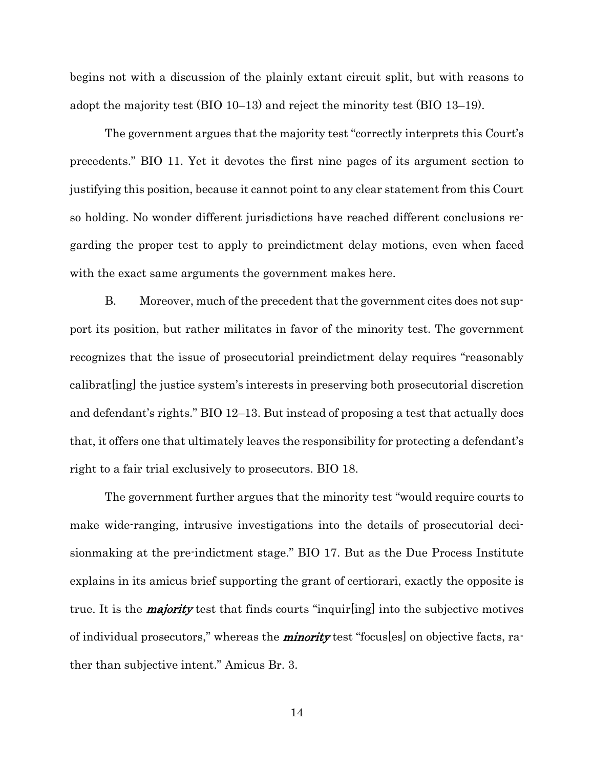begins not with a discussion of the plainly extant circuit split, but with reasons to adopt the majority test (BIO 10–13) and reject the minority test (BIO 13–19).

The government argues that the majority test "correctly interprets this Court's precedents." BIO 11. Yet it devotes the first nine pages of its argument section to justifying this position, because it cannot point to any clear statement from this Court so holding. No wonder different jurisdictions have reached different conclusions regarding the proper test to apply to preindictment delay motions, even when faced with the exact same arguments the government makes here.

B. Moreover, much of the precedent that the government cites does not support its position, but rather militates in favor of the minority test. The government recognizes that the issue of prosecutorial preindictment delay requires "reasonably calibrat[ing] the justice system's interests in preserving both prosecutorial discretion and defendant's rights." BIO 12–13. But instead of proposing a test that actually does that, it offers one that ultimately leaves the responsibility for protecting a defendant's right to a fair trial exclusively to prosecutors. BIO 18.

The government further argues that the minority test "would require courts to make wide-ranging, intrusive investigations into the details of prosecutorial decisionmaking at the pre-indictment stage." BIO 17. But as the Due Process Institute explains in its amicus brief supporting the grant of certiorari, exactly the opposite is true. It is the ***majority*** test that finds courts "inquir[ing] into the subjective motives of individual prosecutors," whereas the ***minority*** test "focus[es] on objective facts, rather than subjective intent." Amicus Br. 3.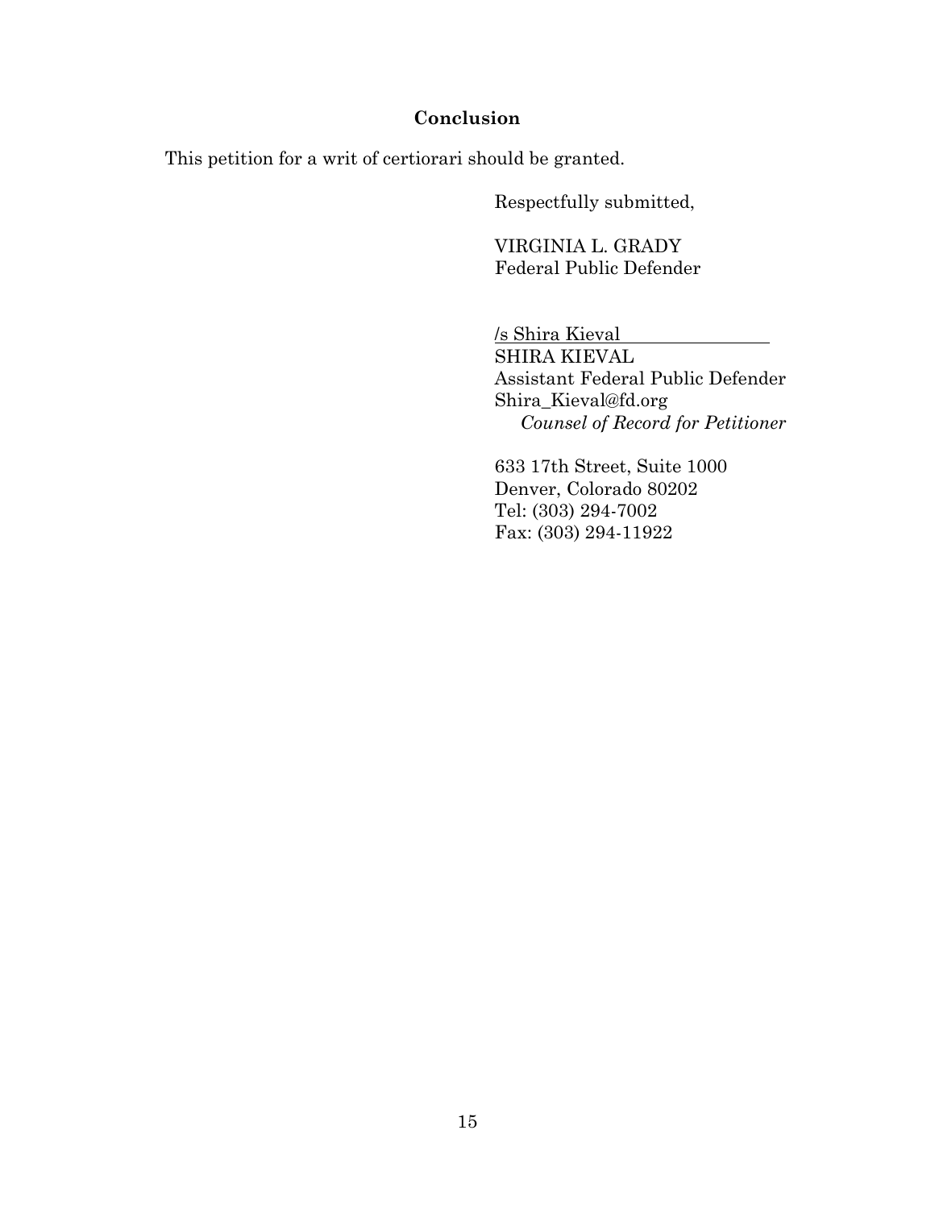## Conclusion

This petition for a writ of certiorari should be granted.

Respectfully submitted,

VIRGINIA L. GRADY
Federal Public Defender

/s Shira Kieval
SHIRA KIEVAL
Assistant Federal Public Defender
Shira_Kieval@fd.org
*Counsel of Record for Petitioner*

633 17th Street, Suite 1000
Denver, Colorado 80202
Tel: (303) 294-7002
Fax: (303) 294-11922